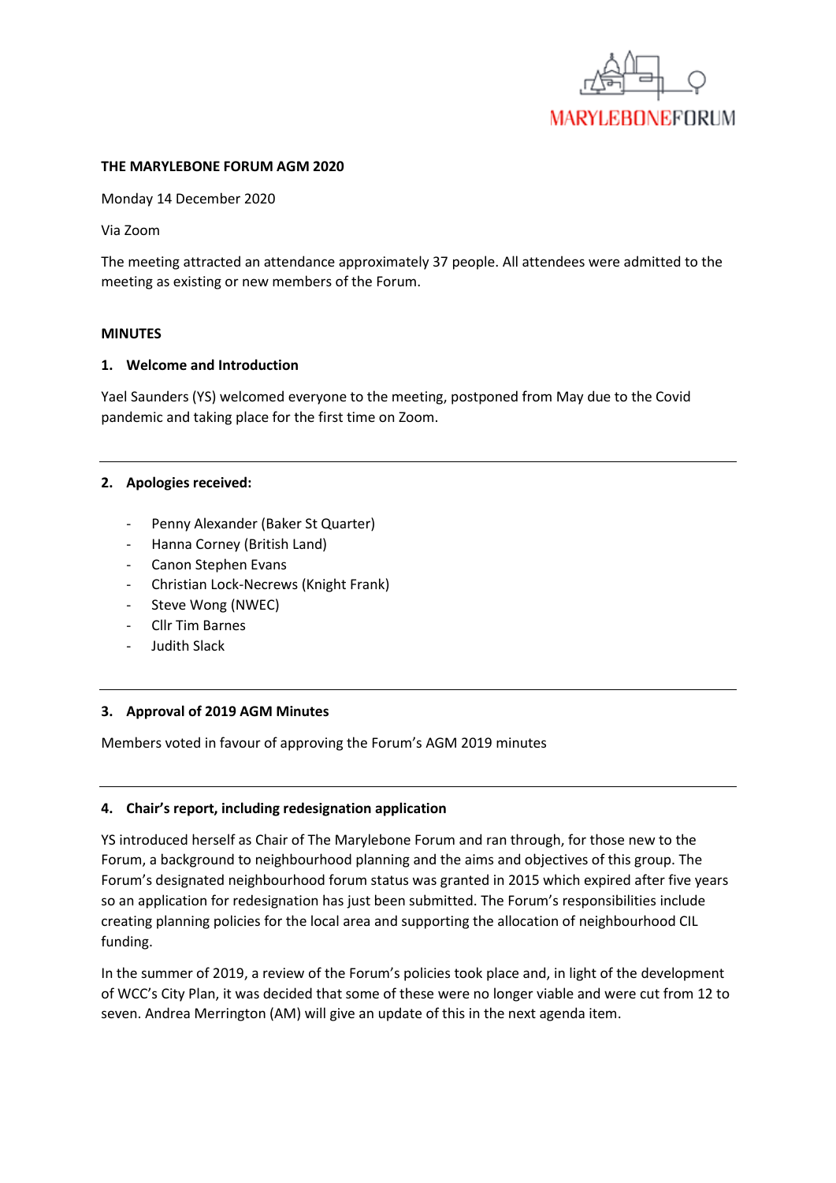**THE MARYLEBONE FORUM AGM 2020**

Monday 14 December 2020

Via Zoom

The meeting attracted an attendance approximately 37 people. All attendees were admitted to the meeting as existing or new members of the Forum.

**MINUTES**

**1. Welcome and Introduction**

Yael Saunders (YS) welcomed everyone to the meeting, postponed from May due to the Covid pandemic and taking place for the first time on Zoom.

---

**2. Apologies received:**

- Penny Alexander (Baker St Quarter)
- Hanna Corney (British Land)
- Canon Stephen Evans
- Christian Lock-Necrews (Knight Frank)
- Steve Wong (NWEC)
- Cllr Tim Barnes
- Judith Slack

---

**3. Approval of 2019 AGM Minutes**

Members voted in favour of approving the Forum's AGM 2019 minutes

---

**4. Chair's report, including redesignation application**

YS introduced herself as Chair of The Marylebone Forum and ran through, for those new to the Forum, a background to neighbourhood planning and the aims and objectives of this group. The Forum's designated neighbourhood forum status was granted in 2015 which expired after five years so an application for redesignation has just been submitted. The Forum's responsibilities include creating planning policies for the local area and supporting the allocation of neighbourhood CIL funding.

In the summer of 2019, a review of the Forum's policies took place and, in light of the development of WCC's City Plan, it was decided that some of these were no longer viable and were cut from 12 to seven. Andrea Merrington (AM) will give an update of this in the next agenda item.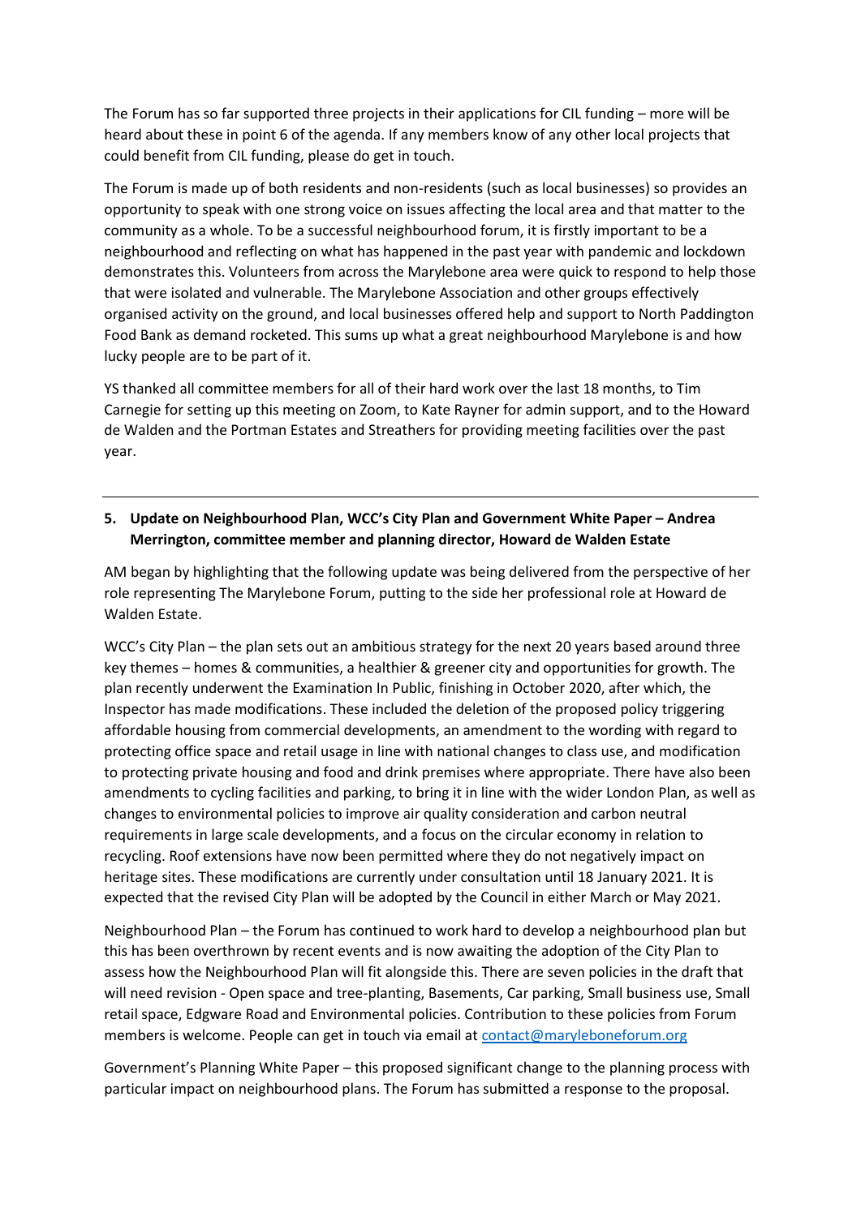The Forum has so far supported three projects in their applications for CIL funding – more will be heard about these in point 6 of the agenda. If any members know of any other local projects that could benefit from CIL funding, please do get in touch.

The Forum is made up of both residents and non-residents (such as local businesses) so provides an opportunity to speak with one strong voice on issues affecting the local area and that matter to the community as a whole. To be a successful neighbourhood forum, it is firstly important to be a neighbourhood and reflecting on what has happened in the past year with pandemic and lockdown demonstrates this. Volunteers from across the Marylebone area were quick to respond to help those that were isolated and vulnerable. The Marylebone Association and other groups effectively organised activity on the ground, and local businesses offered help and support to North Paddington Food Bank as demand rocketed. This sums up what a great neighbourhood Marylebone is and how lucky people are to be part of it.

YS thanked all committee members for all of their hard work over the last 18 months, to Tim Carnegie for setting up this meeting on Zoom, to Kate Rayner for admin support, and to the Howard de Walden and the Portman Estates and Streathers for providing meeting facilities over the past year.

---

**5. Update on Neighbourhood Plan, WCC's City Plan and Government White Paper – Andrea Merrington, committee member and planning director, Howard de Walden Estate**

AM began by highlighting that the following update was being delivered from the perspective of her role representing The Marylebone Forum, putting to the side her professional role at Howard de Walden Estate.

WCC's City Plan – the plan sets out an ambitious strategy for the next 20 years based around three key themes – homes & communities, a healthier & greener city and opportunities for growth. The plan recently underwent the Examination In Public, finishing in October 2020, after which, the Inspector has made modifications. These included the deletion of the proposed policy triggering affordable housing from commercial developments, an amendment to the wording with regard to protecting office space and retail usage in line with national changes to class use, and modification to protecting private housing and food and drink premises where appropriate. There have also been amendments to cycling facilities and parking, to bring it in line with the wider London Plan, as well as changes to environmental policies to improve air quality consideration and carbon neutral requirements in large scale developments, and a focus on the circular economy in relation to recycling. Roof extensions have now been permitted where they do not negatively impact on heritage sites. These modifications are currently under consultation until 18 January 2021. It is expected that the revised City Plan will be adopted by the Council in either March or May 2021.

Neighbourhood Plan – the Forum has continued to work hard to develop a neighbourhood plan but this has been overthrown by recent events and is now awaiting the adoption of the City Plan to assess how the Neighbourhood Plan will fit alongside this. There are seven policies in the draft that will need revision - Open space and tree-planting, Basements, Car parking, Small business use, Small retail space, Edgware Road and Environmental policies. Contribution to these policies from Forum members is welcome. People can get in touch via email at contact@maryleboneforum.org

Government's Planning White Paper – this proposed significant change to the planning process with particular impact on neighbourhood plans. The Forum has submitted a response to the proposal.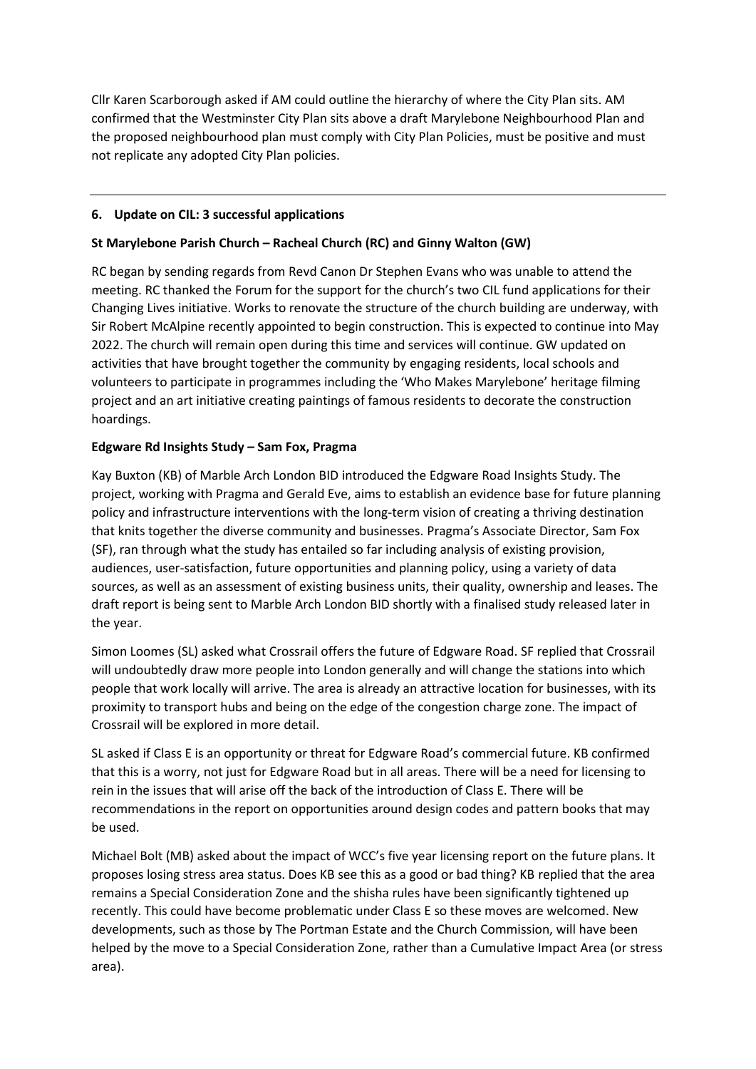Cllr Karen Scarborough asked if AM could outline the hierarchy of where the City Plan sits. AM confirmed that the Westminster City Plan sits above a draft Marylebone Neighbourhood Plan and the proposed neighbourhood plan must comply with City Plan Policies, must be positive and must not replicate any adopted City Plan policies.

---

**6. Update on CIL: 3 successful applications**

**St Marylebone Parish Church – Racheal Church (RC) and Ginny Walton (GW)**

RC began by sending regards from Revd Canon Dr Stephen Evans who was unable to attend the meeting. RC thanked the Forum for the support for the church's two CIL fund applications for their Changing Lives initiative. Works to renovate the structure of the church building are underway, with Sir Robert McAlpine recently appointed to begin construction. This is expected to continue into May 2022. The church will remain open during this time and services will continue. GW updated on activities that have brought together the community by engaging residents, local schools and volunteers to participate in programmes including the 'Who Makes Marylebone' heritage filming project and an art initiative creating paintings of famous residents to decorate the construction hoardings.

**Edgware Rd Insights Study – Sam Fox, Pragma**

Kay Buxton (KB) of Marble Arch London BID introduced the Edgware Road Insights Study. The project, working with Pragma and Gerald Eve, aims to establish an evidence base for future planning policy and infrastructure interventions with the long-term vision of creating a thriving destination that knits together the diverse community and businesses. Pragma's Associate Director, Sam Fox (SF), ran through what the study has entailed so far including analysis of existing provision, audiences, user-satisfaction, future opportunities and planning policy, using a variety of data sources, as well as an assessment of existing business units, their quality, ownership and leases. The draft report is being sent to Marble Arch London BID shortly with a finalised study released later in the year.

Simon Loomes (SL) asked what Crossrail offers the future of Edgware Road. SF replied that Crossrail will undoubtedly draw more people into London generally and will change the stations into which people that work locally will arrive. The area is already an attractive location for businesses, with its proximity to transport hubs and being on the edge of the congestion charge zone. The impact of Crossrail will be explored in more detail.

SL asked if Class E is an opportunity or threat for Edgware Road's commercial future. KB confirmed that this is a worry, not just for Edgware Road but in all areas. There will be a need for licensing to rein in the issues that will arise off the back of the introduction of Class E. There will be recommendations in the report on opportunities around design codes and pattern books that may be used.

Michael Bolt (MB) asked about the impact of WCC's five year licensing report on the future plans. It proposes losing stress area status. Does KB see this as a good or bad thing? KB replied that the area remains a Special Consideration Zone and the shisha rules have been significantly tightened up recently. This could have become problematic under Class E so these moves are welcomed. New developments, such as those by The Portman Estate and the Church Commission, will have been helped by the move to a Special Consideration Zone, rather than a Cumulative Impact Area (or stress area).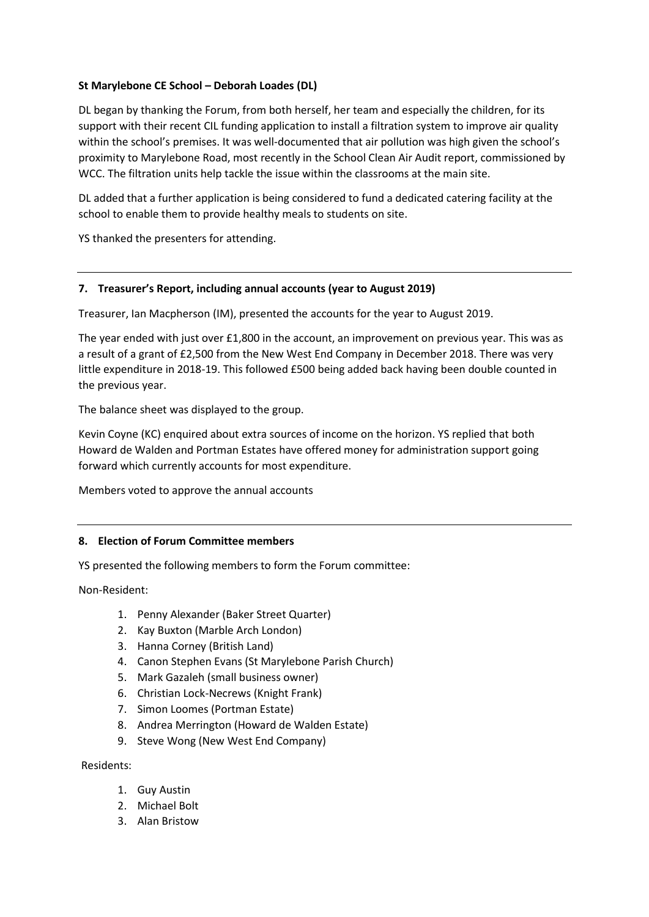**St Marylebone CE School – Deborah Loades (DL)**

DL began by thanking the Forum, from both herself, her team and especially the children, for its support with their recent CIL funding application to install a filtration system to improve air quality within the school's premises. It was well-documented that air pollution was high given the school's proximity to Marylebone Road, most recently in the School Clean Air Audit report, commissioned by WCC. The filtration units help tackle the issue within the classrooms at the main site.

DL added that a further application is being considered to fund a dedicated catering facility at the school to enable them to provide healthy meals to students on site.

YS thanked the presenters for attending.

---

### 7. Treasurer's Report, including annual accounts (year to August 2019)

Treasurer, Ian Macpherson (IM), presented the accounts for the year to August 2019.

The year ended with just over £1,800 in the account, an improvement on previous year. This was as a result of a grant of £2,500 from the New West End Company in December 2018. There was very little expenditure in 2018-19. This followed £500 being added back having been double counted in the previous year.

The balance sheet was displayed to the group.

Kevin Coyne (KC) enquired about extra sources of income on the horizon. YS replied that both Howard de Walden and Portman Estates have offered money for administration support going forward which currently accounts for most expenditure.

Members voted to approve the annual accounts

---

### 8. Election of Forum Committee members

YS presented the following members to form the Forum committee:

Non-Resident:

1. Penny Alexander (Baker Street Quarter)
2. Kay Buxton (Marble Arch London)
3. Hanna Corney (British Land)
4. Canon Stephen Evans (St Marylebone Parish Church)
5. Mark Gazaleh (small business owner)
6. Christian Lock-Necrews (Knight Frank)
7. Simon Loomes (Portman Estate)
8. Andrea Merrington (Howard de Walden Estate)
9. Steve Wong (New West End Company)

Residents:

1. Guy Austin
2. Michael Bolt
3. Alan Bristow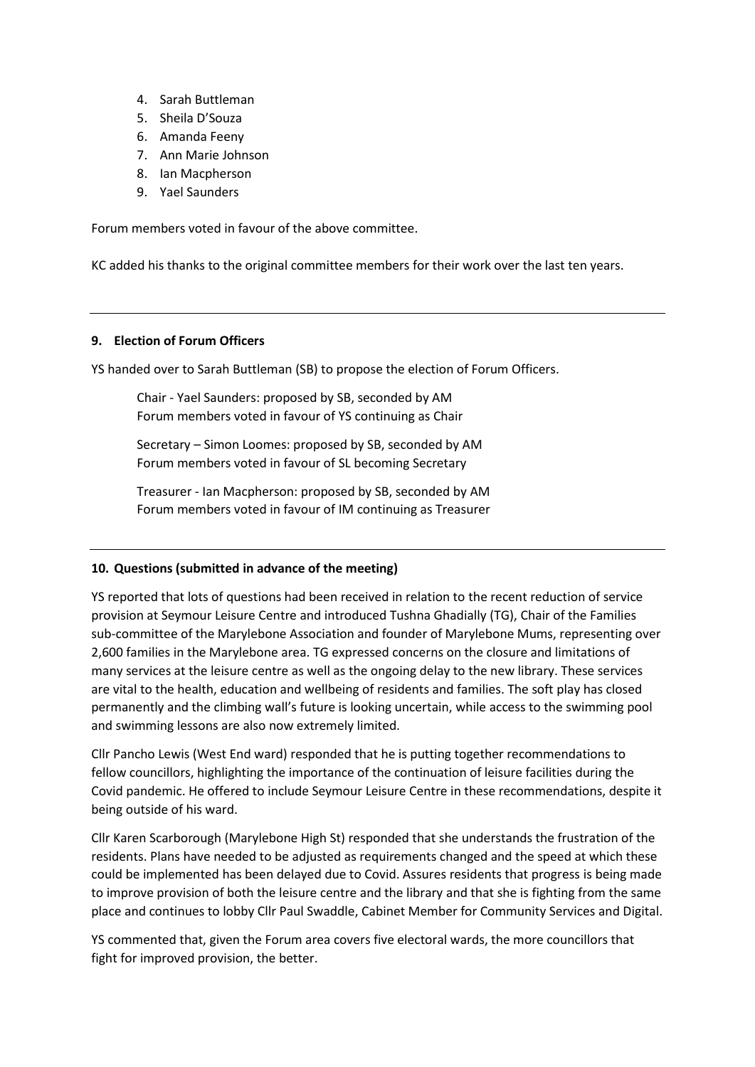4. Sarah Buttleman
5. Sheila D'Souza
6. Amanda Feeny
7. Ann Marie Johnson
8. Ian Macpherson
9. Yael Saunders

Forum members voted in favour of the above committee.

KC added his thanks to the original committee members for their work over the last ten years.

---

**9. Election of Forum Officers**

YS handed over to Sarah Buttleman (SB) to propose the election of Forum Officers.

> Chair - Yael Saunders: proposed by SB, seconded by AM
> Forum members voted in favour of YS continuing as Chair
>
> Secretary – Simon Loomes: proposed by SB, seconded by AM
> Forum members voted in favour of SL becoming Secretary
>
> Treasurer - Ian Macpherson: proposed by SB, seconded by AM
> Forum members voted in favour of IM continuing as Treasurer

---

**10. Questions (submitted in advance of the meeting)**

YS reported that lots of questions had been received in relation to the recent reduction of service provision at Seymour Leisure Centre and introduced Tushna Ghadially (TG), Chair of the Families sub-committee of the Marylebone Association and founder of Marylebone Mums, representing over 2,600 families in the Marylebone area. TG expressed concerns on the closure and limitations of many services at the leisure centre as well as the ongoing delay to the new library. These services are vital to the health, education and wellbeing of residents and families. The soft play has closed permanently and the climbing wall's future is looking uncertain, while access to the swimming pool and swimming lessons are also now extremely limited.

Cllr Pancho Lewis (West End ward) responded that he is putting together recommendations to fellow councillors, highlighting the importance of the continuation of leisure facilities during the Covid pandemic. He offered to include Seymour Leisure Centre in these recommendations, despite it being outside of his ward.

Cllr Karen Scarborough (Marylebone High St) responded that she understands the frustration of the residents. Plans have needed to be adjusted as requirements changed and the speed at which these could be implemented has been delayed due to Covid. Assures residents that progress is being made to improve provision of both the leisure centre and the library and that she is fighting from the same place and continues to lobby Cllr Paul Swaddle, Cabinet Member for Community Services and Digital.

YS commented that, given the Forum area covers five electoral wards, the more councillors that fight for improved provision, the better.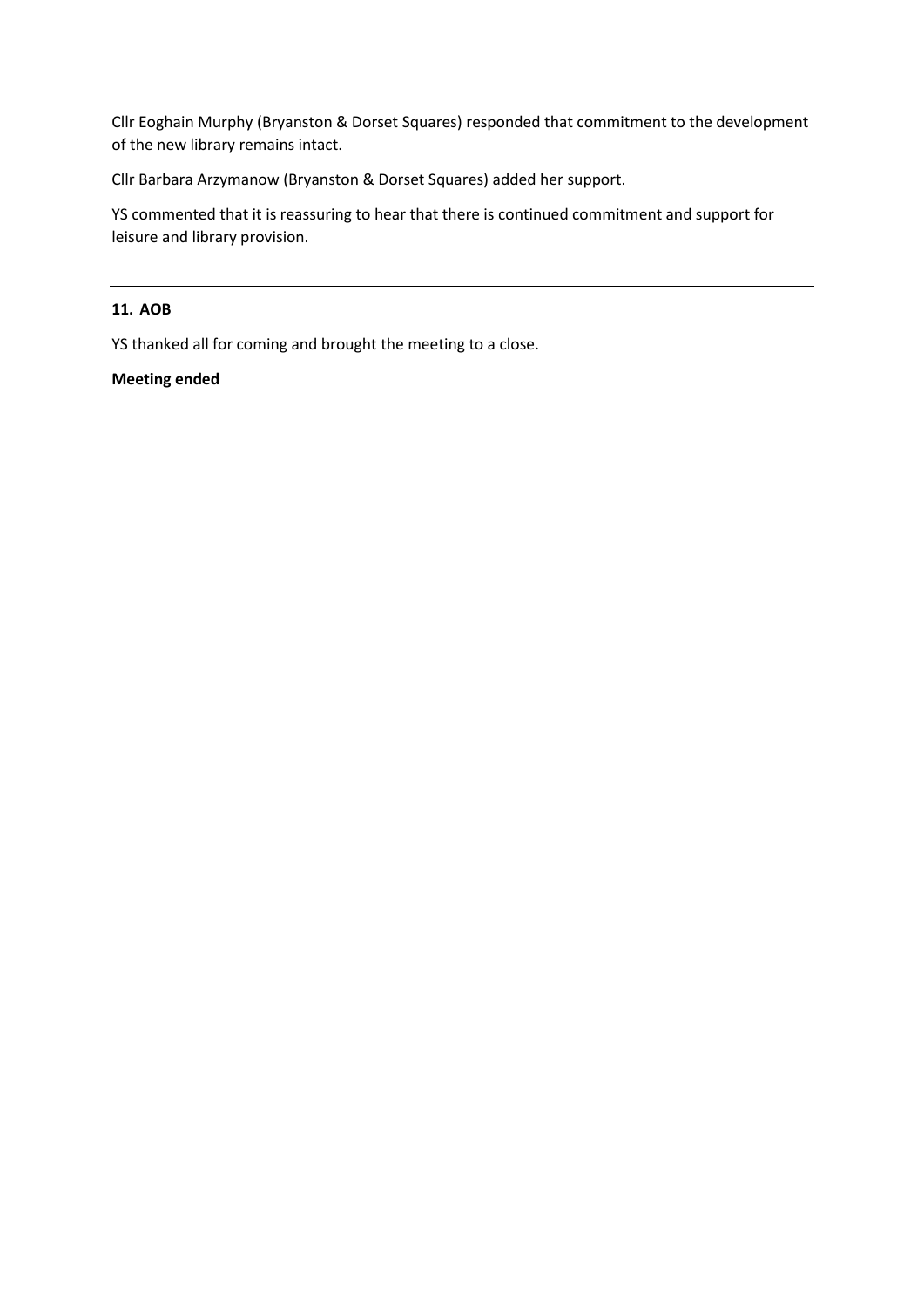Cllr Eoghain Murphy (Bryanston & Dorset Squares) responded that commitment to the development of the new library remains intact.

Cllr Barbara Arzymanow (Bryanston & Dorset Squares) added her support.

YS commented that it is reassuring to hear that there is continued commitment and support for leisure and library provision.

---

**11. AOB**

YS thanked all for coming and brought the meeting to a close.

**Meeting ended**